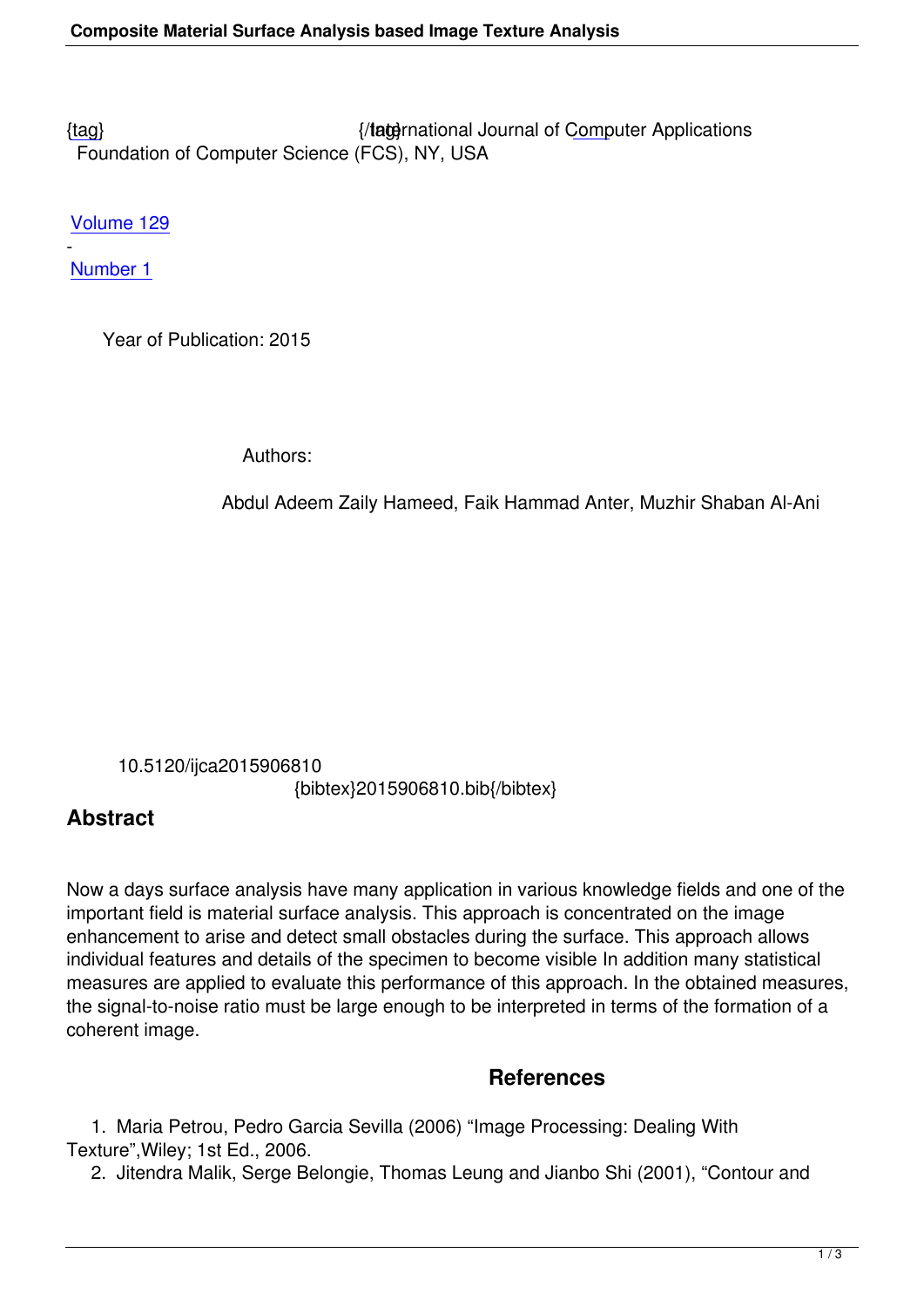{tag} {/tag}International Journal of Computer Applications
Foundation of Computer Science (FCS), NY, USA

Volume 129

-

Number 1

Year of Publication: 2015

Authors:

Abdul Adeem Zaily Hameed, Faik Hammad Anter, Muzhir Shaban Al-Ani

10.5120/ijca2015906810

{bibtex}2015906810.bib{/bibtex}

## Abstract

Now a days surface analysis have many application in various knowledge fields and one of the important field is material surface analysis. This approach is concentrated on the image enhancement to arise and detect small obstacles during the surface. This approach allows individual features and details of the specimen to become visible In addition many statistical measures are applied to evaluate this performance of this approach. In the obtained measures, the signal-to-noise ratio must be large enough to be interpreted in terms of the formation of a coherent image.

## References

1. Maria Petrou, Pedro Garcia Sevilla (2006) “Image Processing: Dealing With Texture”,Wiley; 1st Ed., 2006.
2. Jitendra Malik, Serge Belongie, Thomas Leung and Jianbo Shi (2001), “Contour and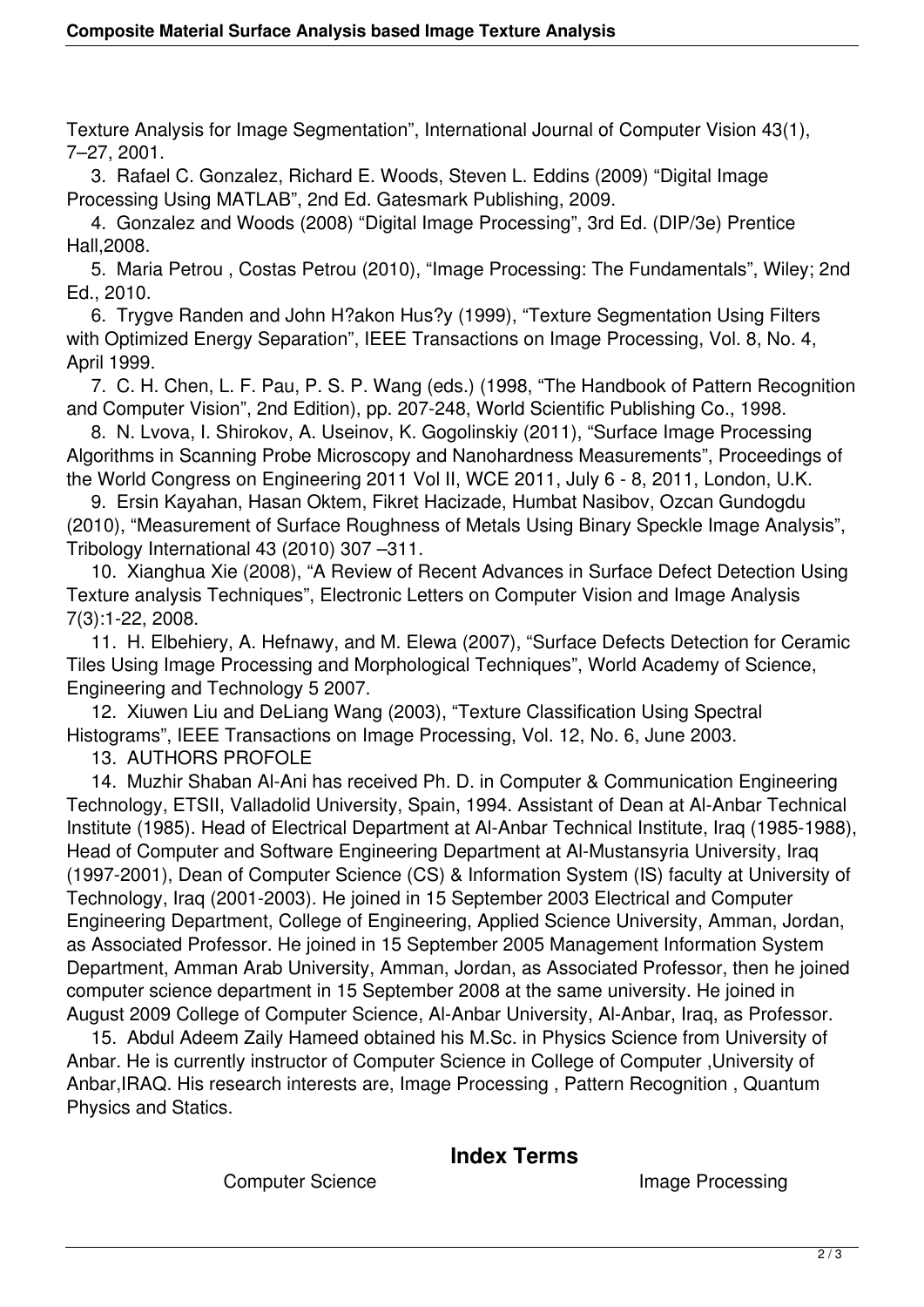Texture Analysis for Image Segmentation", International Journal of Computer Vision 43(1), 7–27, 2001.

3. Rafael C. Gonzalez, Richard E. Woods, Steven L. Eddins (2009) "Digital Image Processing Using MATLAB", 2nd Ed. Gatesmark Publishing, 2009.

4. Gonzalez and Woods (2008) "Digital Image Processing", 3rd Ed. (DIP/3e) Prentice Hall,2008.

5. Maria Petrou , Costas Petrou (2010), "Image Processing: The Fundamentals", Wiley; 2nd Ed., 2010.

6. Trygve Randen and John H?akon Hus?y (1999), "Texture Segmentation Using Filters with Optimized Energy Separation", IEEE Transactions on Image Processing, Vol. 8, No. 4, April 1999.

7. C. H. Chen, L. F. Pau, P. S. P. Wang (eds.) (1998, "The Handbook of Pattern Recognition and Computer Vision", 2nd Edition), pp. 207-248, World Scientific Publishing Co., 1998.

8. N. Lvova, I. Shirokov, A. Useinov, K. Gogolinskiy (2011), "Surface Image Processing Algorithms in Scanning Probe Microscopy and Nanohardness Measurements", Proceedings of the World Congress on Engineering 2011 Vol II, WCE 2011, July 6 - 8, 2011, London, U.K.

9. Ersin Kayahan, Hasan Oktem, Fikret Hacizade, Humbat Nasibov, Ozcan Gundogdu (2010), "Measurement of Surface Roughness of Metals Using Binary Speckle Image Analysis", Tribology International 43 (2010) 307 –311.

10. Xianghua Xie (2008), "A Review of Recent Advances in Surface Defect Detection Using Texture analysis Techniques", Electronic Letters on Computer Vision and Image Analysis 7(3):1-22, 2008.

11. H. Elbehiery, A. Hefnawy, and M. Elewa (2007), "Surface Defects Detection for Ceramic Tiles Using Image Processing and Morphological Techniques", World Academy of Science, Engineering and Technology 5 2007.

12. Xiuwen Liu and DeLiang Wang (2003), "Texture Classification Using Spectral Histograms", IEEE Transactions on Image Processing, Vol. 12, No. 6, June 2003.

13. AUTHORS PROFOLE

14. Muzhir Shaban Al-Ani has received Ph. D. in Computer & Communication Engineering Technology, ETSII, Valladolid University, Spain, 1994. Assistant of Dean at Al-Anbar Technical Institute (1985). Head of Electrical Department at Al-Anbar Technical Institute, Iraq (1985-1988), Head of Computer and Software Engineering Department at Al-Mustansyria University, Iraq (1997-2001), Dean of Computer Science (CS) & Information System (IS) faculty at University of Technology, Iraq (2001-2003). He joined in 15 September 2003 Electrical and Computer Engineering Department, College of Engineering, Applied Science University, Amman, Jordan, as Associated Professor. He joined in 15 September 2005 Management Information System Department, Amman Arab University, Amman, Jordan, as Associated Professor, then he joined computer science department in 15 September 2008 at the same university. He joined in August 2009 College of Computer Science, Al-Anbar University, Al-Anbar, Iraq, as Professor.

15. Abdul Adeem Zaily Hameed obtained his M.Sc. in Physics Science from University of Anbar. He is currently instructor of Computer Science in College of Computer ,University of Anbar,IRAQ. His research interests are, Image Processing , Pattern Recognition , Quantum Physics and Statics.

## Index Terms

Computer Science Image Processing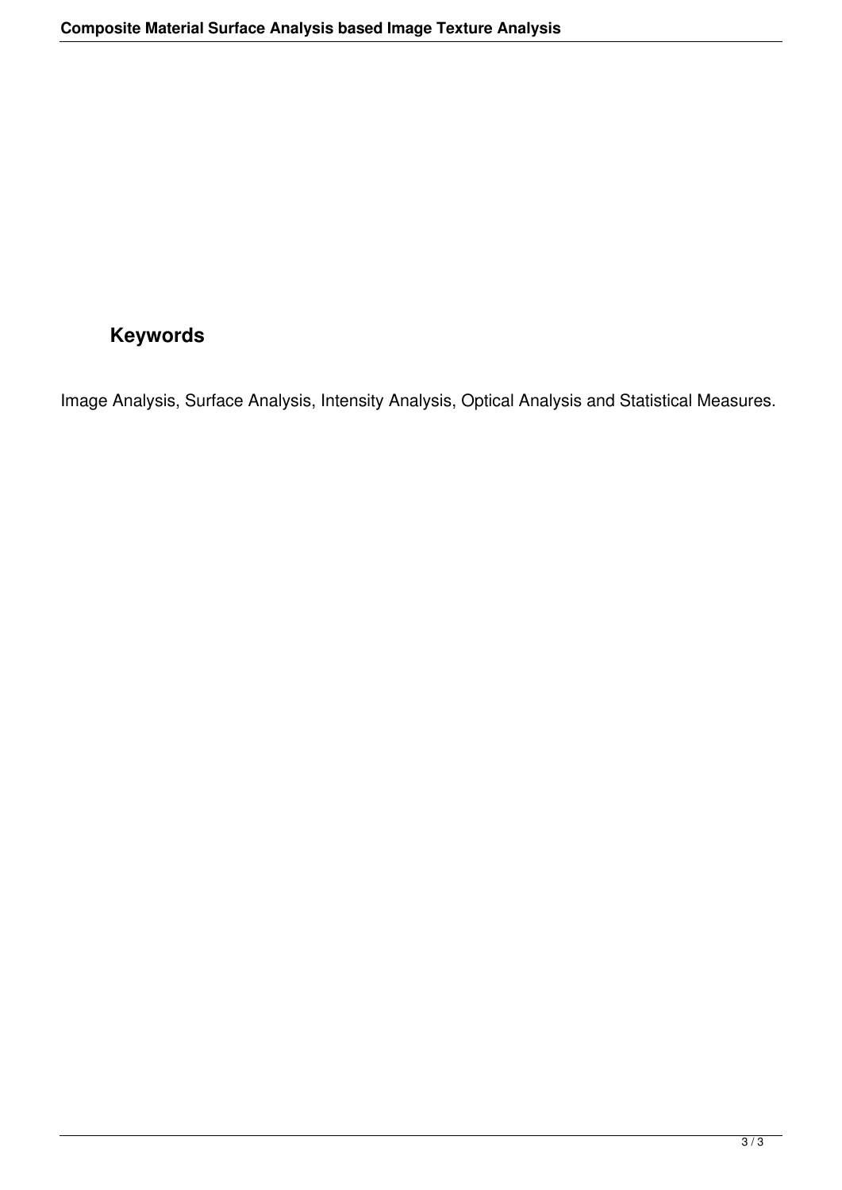## Keywords

Image Analysis, Surface Analysis, Intensity Analysis, Optical Analysis and Statistical Measures.